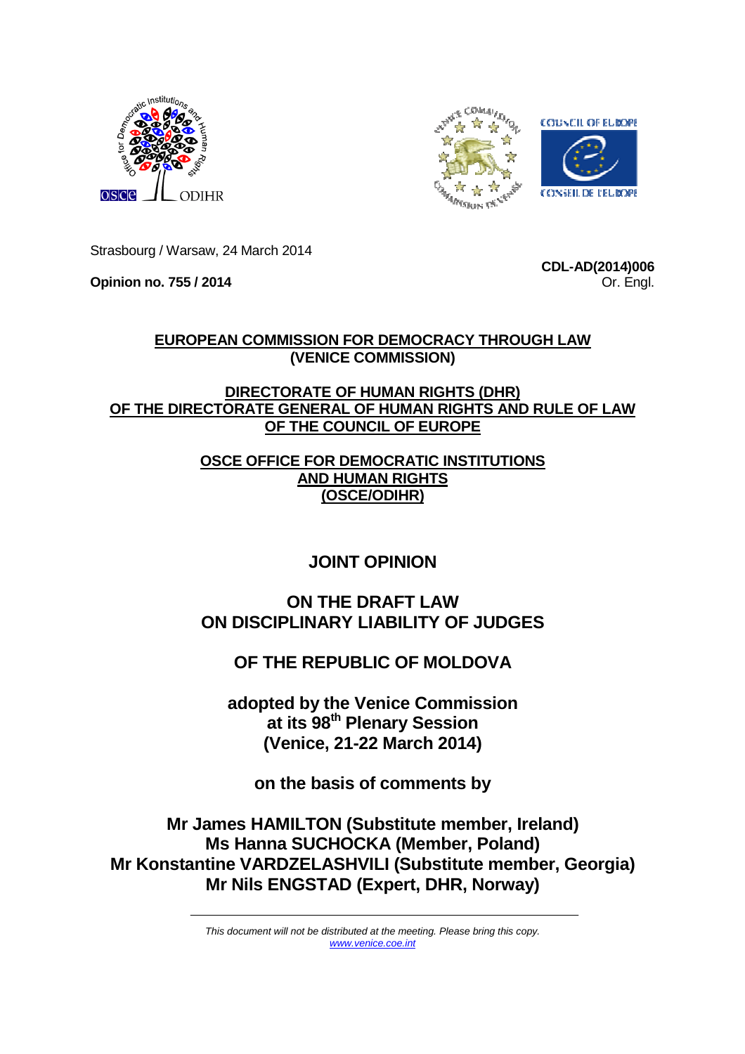Strasbourg / Warsaw, 24 March 2014

**Opinion no. 755 / 2014**

**CDL-AD(2014)006**
Or. Engl.

**EUROPEAN COMMISSION FOR DEMOCRACY THROUGH LAW**
**(VENICE COMMISSION)**

**DIRECTORATE OF HUMAN RIGHTS (DHR)**
**OF THE DIRECTORATE GENERAL OF HUMAN RIGHTS AND RULE OF LAW**
**OF THE COUNCIL OF EUROPE**

**OSCE OFFICE FOR DEMOCRATIC INSTITUTIONS**
**AND HUMAN RIGHTS**
**(OSCE/ODIHR)**

# JOINT OPINION

# ON THE DRAFT LAW ON DISCIPLINARY LIABILITY OF JUDGES

# OF THE REPUBLIC OF MOLDOVA

**adopted by the Venice Commission**
**at its 98th Plenary Session**
**(Venice, 21-22 March 2014)**

**on the basis of comments by**

**Mr James HAMILTON (Substitute member, Ireland)**
**Ms Hanna SUCHOCKA (Member, Poland)**
**Mr Konstantine VARDZELASHVILI (Substitute member, Georgia)**
**Mr Nils ENGSTAD (Expert, DHR, Norway)**

*This document will not be distributed at the meeting. Please bring this copy.*
*www.venice.coe.int*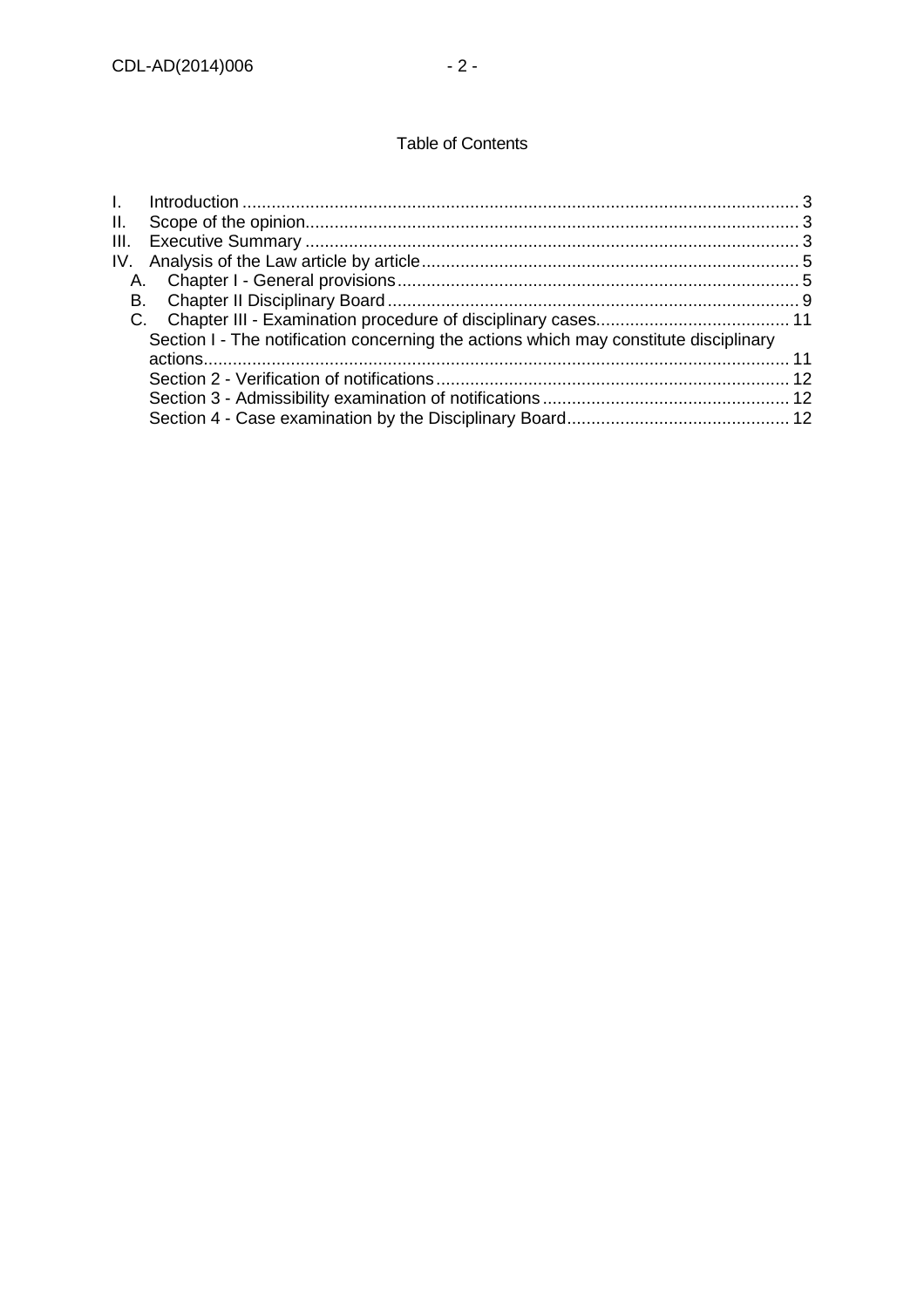Table of Contents

I. Introduction .......... 3
II. Scope of the opinion .......... 3
III. Executive Summary .......... 3
IV. Analysis of the Law article by article .......... 5
  A. Chapter I - General provisions .......... 5
  B. Chapter II Disciplinary Board .......... 9
  C. Chapter III - Examination procedure of disciplinary cases .......... 11
    Section I - The notification concerning the actions which may constitute disciplinary actions .......... 11
    Section 2 - Verification of notifications .......... 12
    Section 3 - Admissibility examination of notifications .......... 12
    Section 4 - Case examination by the Disciplinary Board .......... 12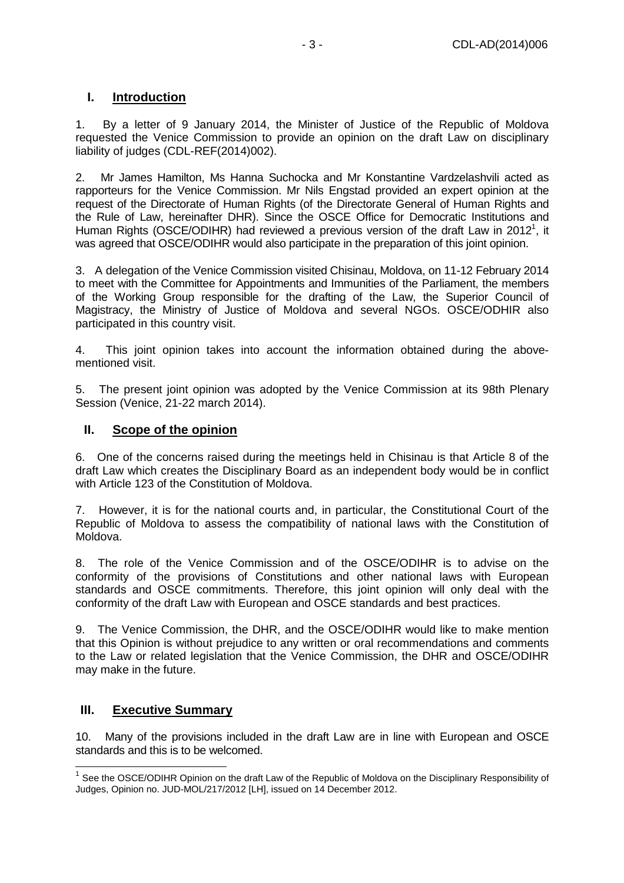## I. Introduction

1. By a letter of 9 January 2014, the Minister of Justice of the Republic of Moldova requested the Venice Commission to provide an opinion on the draft Law on disciplinary liability of judges (CDL-REF(2014)002).

2. Mr James Hamilton, Ms Hanna Suchocka and Mr Konstantine Vardzelashvili acted as rapporteurs for the Venice Commission. Mr Nils Engstad provided an expert opinion at the request of the Directorate of Human Rights (of the Directorate General of Human Rights and the Rule of Law, hereinafter DHR). Since the OSCE Office for Democratic Institutions and Human Rights (OSCE/ODIHR) had reviewed a previous version of the draft Law in 2012[1], it was agreed that OSCE/ODIHR would also participate in the preparation of this joint opinion.

3. A delegation of the Venice Commission visited Chisinau, Moldova, on 11-12 February 2014 to meet with the Committee for Appointments and Immunities of the Parliament, the members of the Working Group responsible for the drafting of the Law, the Superior Council of Magistracy, the Ministry of Justice of Moldova and several NGOs. OSCE/ODHIR also participated in this country visit.

4. This joint opinion takes into account the information obtained during the above-mentioned visit.

5. The present joint opinion was adopted by the Venice Commission at its 98th Plenary Session (Venice, 21-22 march 2014).

## II. Scope of the opinion

6. One of the concerns raised during the meetings held in Chisinau is that Article 8 of the draft Law which creates the Disciplinary Board as an independent body would be in conflict with Article 123 of the Constitution of Moldova.

7. However, it is for the national courts and, in particular, the Constitutional Court of the Republic of Moldova to assess the compatibility of national laws with the Constitution of Moldova.

8. The role of the Venice Commission and of the OSCE/ODIHR is to advise on the conformity of the provisions of Constitutions and other national laws with European standards and OSCE commitments. Therefore, this joint opinion will only deal with the conformity of the draft Law with European and OSCE standards and best practices.

9. The Venice Commission, the DHR, and the OSCE/ODIHR would like to make mention that this Opinion is without prejudice to any written or oral recommendations and comments to the Law or related legislation that the Venice Commission, the DHR and OSCE/ODIHR may make in the future.

## III. Executive Summary

10. Many of the provisions included in the draft Law are in line with European and OSCE standards and this is to be welcomed.

---

[1] See the OSCE/ODIHR Opinion on the draft Law of the Republic of Moldova on the Disciplinary Responsibility of Judges, Opinion no. JUD-MOL/217/2012 [LH], issued on 14 December 2012.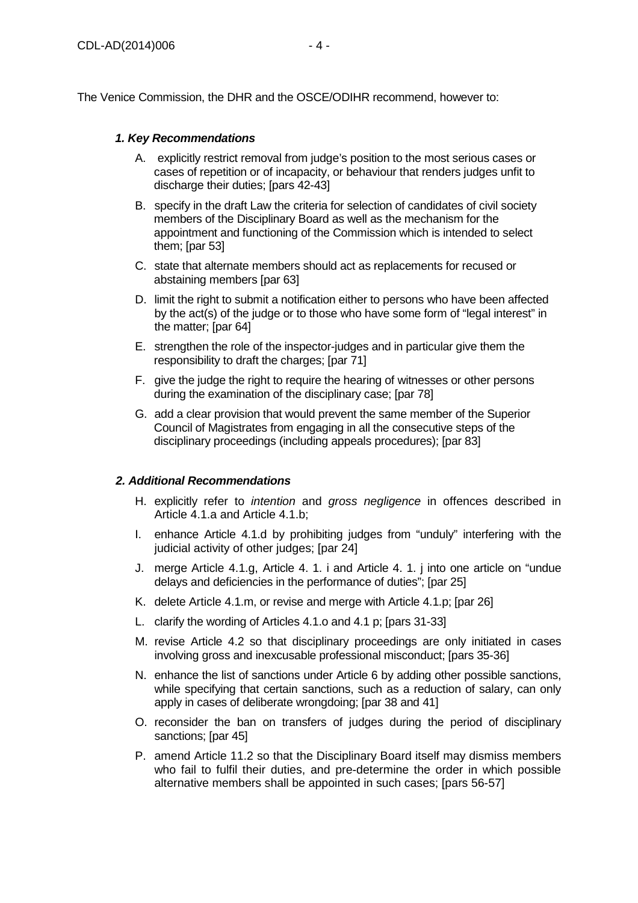The Venice Commission, the DHR and the OSCE/ODIHR recommend, however to:

### *1. Key Recommendations*

A. explicitly restrict removal from judge's position to the most serious cases or cases of repetition or of incapacity, or behaviour that renders judges unfit to discharge their duties; [pars 42-43]

B. specify in the draft Law the criteria for selection of candidates of civil society members of the Disciplinary Board as well as the mechanism for the appointment and functioning of the Commission which is intended to select them; [par 53]

C. state that alternate members should act as replacements for recused or abstaining members [par 63]

D. limit the right to submit a notification either to persons who have been affected by the act(s) of the judge or to those who have some form of "legal interest" in the matter; [par 64]

E. strengthen the role of the inspector-judges and in particular give them the responsibility to draft the charges; [par 71]

F. give the judge the right to require the hearing of witnesses or other persons during the examination of the disciplinary case; [par 78]

G. add a clear provision that would prevent the same member of the Superior Council of Magistrates from engaging in all the consecutive steps of the disciplinary proceedings (including appeals procedures); [par 83]

### *2. Additional Recommendations*

H. explicitly refer to *intention* and *gross negligence* in offences described in Article 4.1.a and Article 4.1.b;

I. enhance Article 4.1.d by prohibiting judges from "unduly" interfering with the judicial activity of other judges; [par 24]

J. merge Article 4.1.g, Article 4. 1. i and Article 4. 1. j into one article on "undue delays and deficiencies in the performance of duties"; [par 25]

K. delete Article 4.1.m, or revise and merge with Article 4.1.p; [par 26]

L. clarify the wording of Articles 4.1.o and 4.1 p; [pars 31-33]

M. revise Article 4.2 so that disciplinary proceedings are only initiated in cases involving gross and inexcusable professional misconduct; [pars 35-36]

N. enhance the list of sanctions under Article 6 by adding other possible sanctions, while specifying that certain sanctions, such as a reduction of salary, can only apply in cases of deliberate wrongdoing; [par 38 and 41]

O. reconsider the ban on transfers of judges during the period of disciplinary sanctions; [par 45]

P. amend Article 11.2 so that the Disciplinary Board itself may dismiss members who fail to fulfil their duties, and pre-determine the order in which possible alternative members shall be appointed in such cases; [pars 56-57]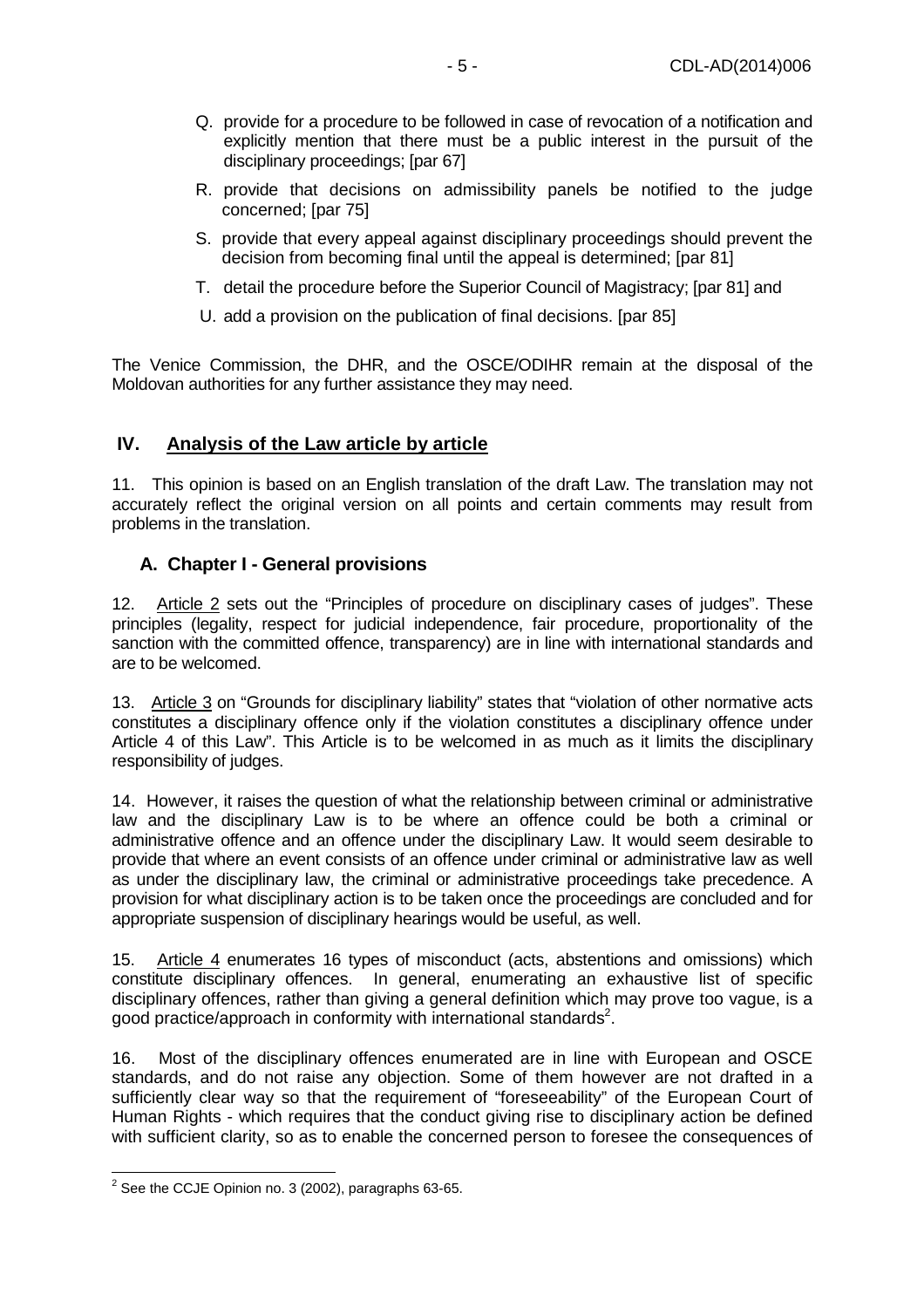Q. provide for a procedure to be followed in case of revocation of a notification and explicitly mention that there must be a public interest in the pursuit of the disciplinary proceedings; [par 67]

R. provide that decisions on admissibility panels be notified to the judge concerned; [par 75]

S. provide that every appeal against disciplinary proceedings should prevent the decision from becoming final until the appeal is determined; [par 81]

T. detail the procedure before the Superior Council of Magistracy; [par 81] and

U. add a provision on the publication of final decisions. [par 85]

The Venice Commission, the DHR, and the OSCE/ODIHR remain at the disposal of the Moldovan authorities for any further assistance they may need.

## IV. Analysis of the Law article by article

11. This opinion is based on an English translation of the draft Law. The translation may not accurately reflect the original version on all points and certain comments may result from problems in the translation.

### A. Chapter I - General provisions

12. Article 2 sets out the "Principles of procedure on disciplinary cases of judges". These principles (legality, respect for judicial independence, fair procedure, proportionality of the sanction with the committed offence, transparency) are in line with international standards and are to be welcomed.

13. Article 3 on "Grounds for disciplinary liability" states that "violation of other normative acts constitutes a disciplinary offence only if the violation constitutes a disciplinary offence under Article 4 of this Law". This Article is to be welcomed in as much as it limits the disciplinary responsibility of judges.

14. However, it raises the question of what the relationship between criminal or administrative law and the disciplinary Law is to be where an offence could be both a criminal or administrative offence and an offence under the disciplinary Law. It would seem desirable to provide that where an event consists of an offence under criminal or administrative law as well as under the disciplinary law, the criminal or administrative proceedings take precedence. A provision for what disciplinary action is to be taken once the proceedings are concluded and for appropriate suspension of disciplinary hearings would be useful, as well.

15. Article 4 enumerates 16 types of misconduct (acts, abstentions and omissions) which constitute disciplinary offences. In general, enumerating an exhaustive list of specific disciplinary offences, rather than giving a general definition which may prove too vague, is a good practice/approach in conformity with international standards[2].

16. Most of the disciplinary offences enumerated are in line with European and OSCE standards, and do not raise any objection. Some of them however are not drafted in a sufficiently clear way so that the requirement of "foreseeability" of the European Court of Human Rights - which requires that the conduct giving rise to disciplinary action be defined with sufficient clarity, so as to enable the concerned person to foresee the consequences of

[2] See the CCJE Opinion no. 3 (2002), paragraphs 63-65.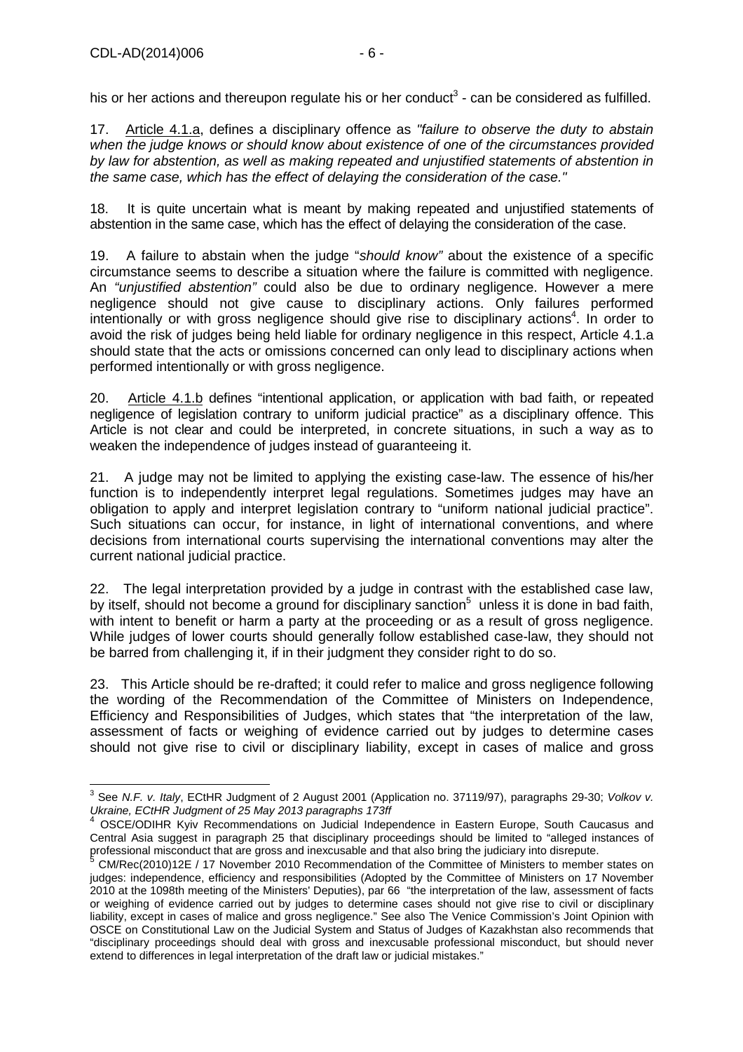his or her actions and thereupon regulate his or her conduct[3] - can be considered as fulfilled.

17. Article 4.1.a, defines a disciplinary offence as *"failure to observe the duty to abstain when the judge knows or should know about existence of one of the circumstances provided by law for abstention, as well as making repeated and unjustified statements of abstention in the same case, which has the effect of delaying the consideration of the case."*

18. It is quite uncertain what is meant by making repeated and unjustified statements of abstention in the same case, which has the effect of delaying the consideration of the case.

19. A failure to abstain when the judge "*should know"* about the existence of a specific circumstance seems to describe a situation where the failure is committed with negligence. An *"unjustified abstention"* could also be due to ordinary negligence. However a mere negligence should not give cause to disciplinary actions. Only failures performed intentionally or with gross negligence should give rise to disciplinary actions[4]. In order to avoid the risk of judges being held liable for ordinary negligence in this respect, Article 4.1.a should state that the acts or omissions concerned can only lead to disciplinary actions when performed intentionally or with gross negligence.

20. Article 4.1.b defines "intentional application, or application with bad faith, or repeated negligence of legislation contrary to uniform judicial practice" as a disciplinary offence. This Article is not clear and could be interpreted, in concrete situations, in such a way as to weaken the independence of judges instead of guaranteeing it.

21. A judge may not be limited to applying the existing case-law. The essence of his/her function is to independently interpret legal regulations. Sometimes judges may have an obligation to apply and interpret legislation contrary to "uniform national judicial practice". Such situations can occur, for instance, in light of international conventions, and where decisions from international courts supervising the international conventions may alter the current national judicial practice.

22. The legal interpretation provided by a judge in contrast with the established case law, by itself, should not become a ground for disciplinary sanction[5] unless it is done in bad faith, with intent to benefit or harm a party at the proceeding or as a result of gross negligence. While judges of lower courts should generally follow established case-law, they should not be barred from challenging it, if in their judgment they consider right to do so.

23. This Article should be re-drafted; it could refer to malice and gross negligence following the wording of the Recommendation of the Committee of Ministers on Independence, Efficiency and Responsibilities of Judges, which states that "the interpretation of the law, assessment of facts or weighing of evidence carried out by judges to determine cases should not give rise to civil or disciplinary liability, except in cases of malice and gross

---

[3] See *N.F. v. Italy*, ECtHR Judgment of 2 August 2001 (Application no. 37119/97), paragraphs 29-30; *Volkov v. Ukraine, ECtHR Judgment of 25 May 2013 paragraphs 173ff*

[4] OSCE/ODIHR Kyiv Recommendations on Judicial Independence in Eastern Europe, South Caucasus and Central Asia suggest in paragraph 25 that disciplinary proceedings should be limited to "alleged instances of professional misconduct that are gross and inexcusable and that also bring the judiciary into disrepute.

[5] CM/Rec(2010)12E / 17 November 2010 Recommendation of the Committee of Ministers to member states on judges: independence, efficiency and responsibilities (Adopted by the Committee of Ministers on 17 November 2010 at the 1098th meeting of the Ministers' Deputies), par 66 "the interpretation of the law, assessment of facts or weighing of evidence carried out by judges to determine cases should not give rise to civil or disciplinary liability, except in cases of malice and gross negligence." See also The Venice Commission's Joint Opinion with OSCE on Constitutional Law on the Judicial System and Status of Judges of Kazakhstan also recommends that "disciplinary proceedings should deal with gross and inexcusable professional misconduct, but should never extend to differences in legal interpretation of the draft law or judicial mistakes."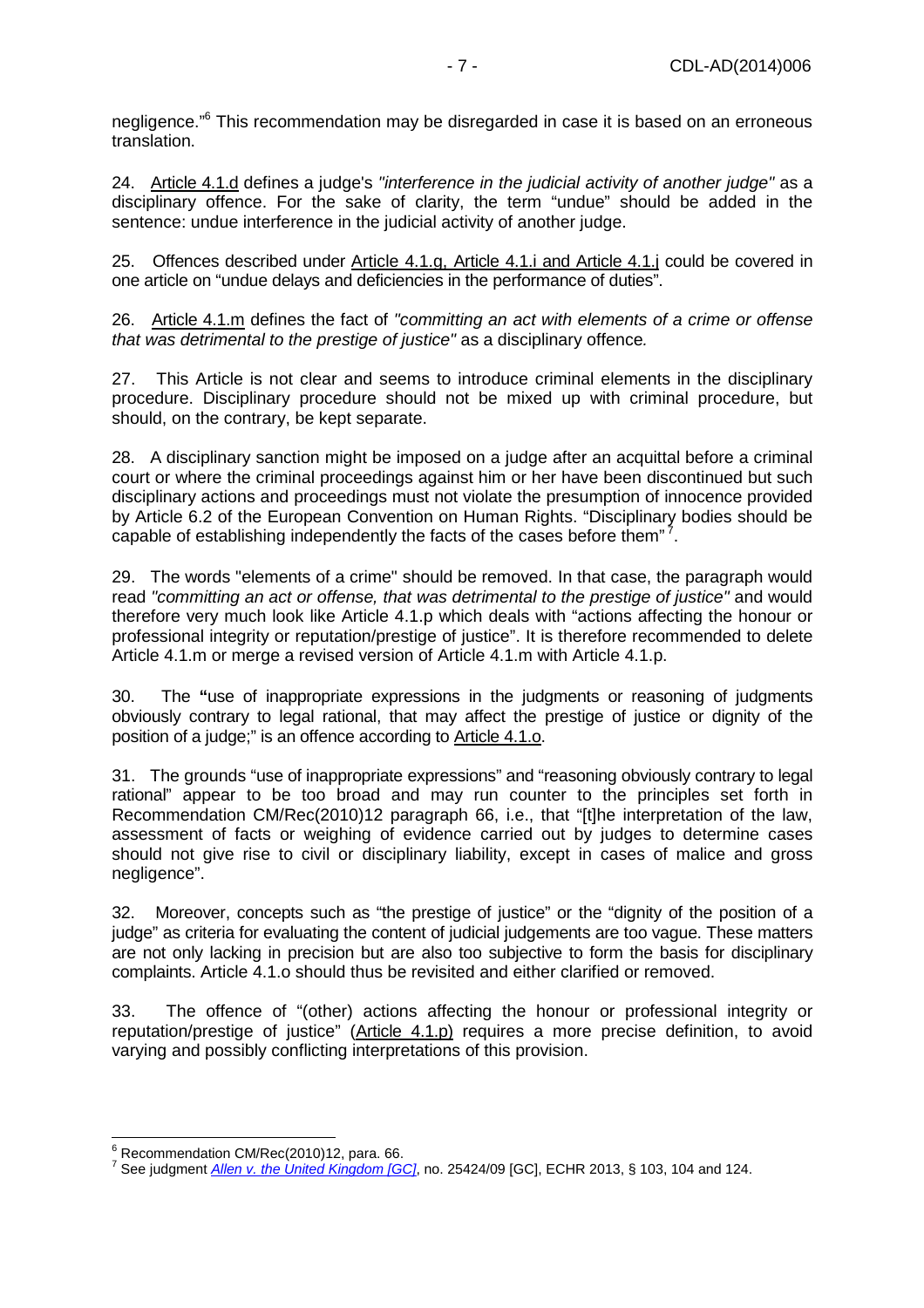negligence."[6] This recommendation may be disregarded in case it is based on an erroneous translation.

24. Article 4.1.d defines a judge's *"interference in the judicial activity of another judge"* as a disciplinary offence. For the sake of clarity, the term "undue" should be added in the sentence: undue interference in the judicial activity of another judge.

25. Offences described under Article 4.1.g, Article 4.1.i and Article 4.1.j could be covered in one article on "undue delays and deficiencies in the performance of duties".

26. Article 4.1.m defines the fact of *"committing an act with elements of a crime or offense that was detrimental to the prestige of justice"* as a disciplinary offence*.*

27. This Article is not clear and seems to introduce criminal elements in the disciplinary procedure. Disciplinary procedure should not be mixed up with criminal procedure, but should, on the contrary, be kept separate.

28. A disciplinary sanction might be imposed on a judge after an acquittal before a criminal court or where the criminal proceedings against him or her have been discontinued but such disciplinary actions and proceedings must not violate the presumption of innocence provided by Article 6.2 of the European Convention on Human Rights. "Disciplinary bodies should be capable of establishing independently the facts of the cases before them"[7].

29. The words "elements of a crime" should be removed. In that case, the paragraph would read *"committing an act or offense, that was detrimental to the prestige of justice"* and would therefore very much look like Article 4.1.p which deals with "actions affecting the honour or professional integrity or reputation/prestige of justice". It is therefore recommended to delete Article 4.1.m or merge a revised version of Article 4.1.m with Article 4.1.p.

30. The **"**use of inappropriate expressions in the judgments or reasoning of judgments obviously contrary to legal rational, that may affect the prestige of justice or dignity of the position of a judge;" is an offence according to Article 4.1.o.

31. The grounds "use of inappropriate expressions" and "reasoning obviously contrary to legal rational" appear to be too broad and may run counter to the principles set forth in Recommendation CM/Rec(2010)12 paragraph 66, i.e., that "[t]he interpretation of the law, assessment of facts or weighing of evidence carried out by judges to determine cases should not give rise to civil or disciplinary liability, except in cases of malice and gross negligence".

32. Moreover, concepts such as "the prestige of justice" or the "dignity of the position of a judge" as criteria for evaluating the content of judicial judgements are too vague. These matters are not only lacking in precision but are also too subjective to form the basis for disciplinary complaints. Article 4.1.o should thus be revisited and either clarified or removed.

33. The offence of "(other) actions affecting the honour or professional integrity or reputation/prestige of justice" (Article 4.1.p) requires a more precise definition, to avoid varying and possibly conflicting interpretations of this provision.

---

[6] Recommendation CM/Rec(2010)12, para. 66.

[7] See judgment *Allen v. the United Kingdom [GC]*, no. 25424/09 [GC], ECHR 2013, § 103, 104 and 124.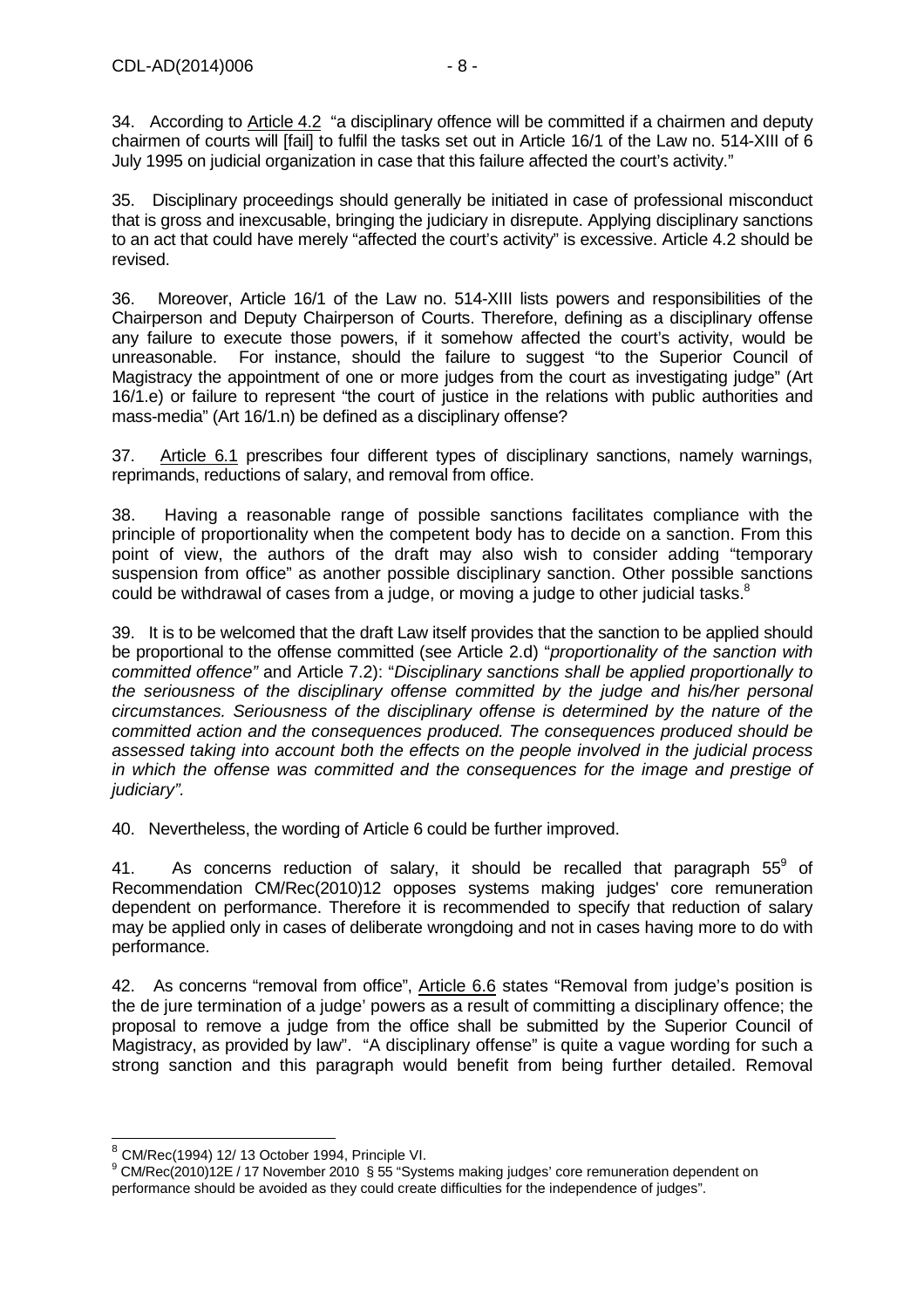34. According to Article 4.2 "a disciplinary offence will be committed if a chairmen and deputy chairmen of courts will [fail] to fulfil the tasks set out in Article 16/1 of the Law no. 514-XIII of 6 July 1995 on judicial organization in case that this failure affected the court's activity."

35. Disciplinary proceedings should generally be initiated in case of professional misconduct that is gross and inexcusable, bringing the judiciary in disrepute. Applying disciplinary sanctions to an act that could have merely "affected the court's activity" is excessive. Article 4.2 should be revised.

36. Moreover, Article 16/1 of the Law no. 514-XIII lists powers and responsibilities of the Chairperson and Deputy Chairperson of Courts. Therefore, defining as a disciplinary offense any failure to execute those powers, if it somehow affected the court's activity, would be unreasonable. For instance, should the failure to suggest "to the Superior Council of Magistracy the appointment of one or more judges from the court as investigating judge" (Art 16/1.e) or failure to represent "the court of justice in the relations with public authorities and mass-media" (Art 16/1.n) be defined as a disciplinary offense?

37. Article 6.1 prescribes four different types of disciplinary sanctions, namely warnings, reprimands, reductions of salary, and removal from office.

38. Having a reasonable range of possible sanctions facilitates compliance with the principle of proportionality when the competent body has to decide on a sanction. From this point of view, the authors of the draft may also wish to consider adding "temporary suspension from office" as another possible disciplinary sanction. Other possible sanctions could be withdrawal of cases from a judge, or moving a judge to other judicial tasks.[8]

39. It is to be welcomed that the draft Law itself provides that the sanction to be applied should be proportional to the offense committed (see Article 2.d) "*proportionality of the sanction with committed offence"* and Article 7.2): "*Disciplinary sanctions shall be applied proportionally to the seriousness of the disciplinary offense committed by the judge and his/her personal circumstances. Seriousness of the disciplinary offense is determined by the nature of the committed action and the consequences produced. The consequences produced should be assessed taking into account both the effects on the people involved in the judicial process in which the offense was committed and the consequences for the image and prestige of judiciary".*

40. Nevertheless, the wording of Article 6 could be further improved.

41. As concerns reduction of salary, it should be recalled that paragraph 55[9] of Recommendation CM/Rec(2010)12 opposes systems making judges' core remuneration dependent on performance. Therefore it is recommended to specify that reduction of salary may be applied only in cases of deliberate wrongdoing and not in cases having more to do with performance.

42. As concerns "removal from office", Article 6.6 states "Removal from judge's position is the de jure termination of a judge' powers as a result of committing a disciplinary offence; the proposal to remove a judge from the office shall be submitted by the Superior Council of Magistracy, as provided by law". "A disciplinary offense" is quite a vague wording for such a strong sanction and this paragraph would benefit from being further detailed. Removal

---

[8] CM/Rec(1994) 12/ 13 October 1994, Principle VI.

[9] CM/Rec(2010)12E / 17 November 2010 § 55 "Systems making judges' core remuneration dependent on performance should be avoided as they could create difficulties for the independence of judges".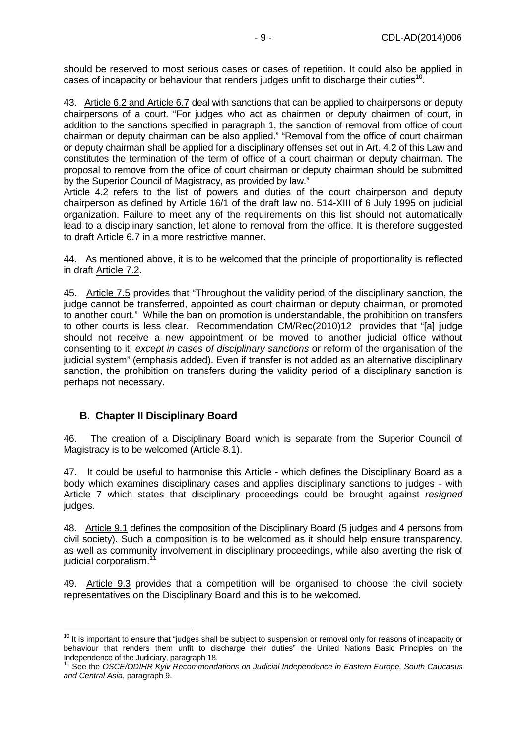should be reserved to most serious cases or cases of repetition. It could also be applied in cases of incapacity or behaviour that renders judges unfit to discharge their duties[10].

43. Article 6.2 and Article 6.7 deal with sanctions that can be applied to chairpersons or deputy chairpersons of a court. "For judges who act as chairmen or deputy chairmen of court, in addition to the sanctions specified in paragraph 1, the sanction of removal from office of court chairman or deputy chairman can be also applied." "Removal from the office of court chairman or deputy chairman shall be applied for a disciplinary offenses set out in Art. 4.2 of this Law and constitutes the termination of the term of office of a court chairman or deputy chairman. The proposal to remove from the office of court chairman or deputy chairman should be submitted by the Superior Council of Magistracy, as provided by law."
Article 4.2 refers to the list of powers and duties of the court chairperson and deputy chairperson as defined by Article 16/1 of the draft law no. 514-XIII of 6 July 1995 on judicial organization. Failure to meet any of the requirements on this list should not automatically lead to a disciplinary sanction, let alone to removal from the office. It is therefore suggested to draft Article 6.7 in a more restrictive manner.

44. As mentioned above, it is to be welcomed that the principle of proportionality is reflected in draft Article 7.2.

45. Article 7.5 provides that "Throughout the validity period of the disciplinary sanction, the judge cannot be transferred, appointed as court chairman or deputy chairman, or promoted to another court." While the ban on promotion is understandable, the prohibition on transfers to other courts is less clear. Recommendation CM/Rec(2010)12 provides that "[a] judge should not receive a new appointment or be moved to another judicial office without consenting to it, *except in cases of disciplinary sanctions* or reform of the organisation of the judicial system" (emphasis added). Even if transfer is not added as an alternative disciplinary sanction, the prohibition on transfers during the validity period of a disciplinary sanction is perhaps not necessary.

## B. Chapter II Disciplinary Board

46. The creation of a Disciplinary Board which is separate from the Superior Council of Magistracy is to be welcomed (Article 8.1).

47. It could be useful to harmonise this Article - which defines the Disciplinary Board as a body which examines disciplinary cases and applies disciplinary sanctions to judges - with Article 7 which states that disciplinary proceedings could be brought against *resigned* judges.

48. Article 9.1 defines the composition of the Disciplinary Board (5 judges and 4 persons from civil society). Such a composition is to be welcomed as it should help ensure transparency, as well as community involvement in disciplinary proceedings, while also averting the risk of judicial corporatism.[11]

49. Article 9.3 provides that a competition will be organised to choose the civil society representatives on the Disciplinary Board and this is to be welcomed.

---

[10] It is important to ensure that "judges shall be subject to suspension or removal only for reasons of incapacity or behaviour that renders them unfit to discharge their duties" the United Nations Basic Principles on the Independence of the Judiciary, paragraph 18.

[11] See the *OSCE/ODIHR Kyiv Recommendations on Judicial Independence in Eastern Europe, South Caucasus and Central Asia*, paragraph 9.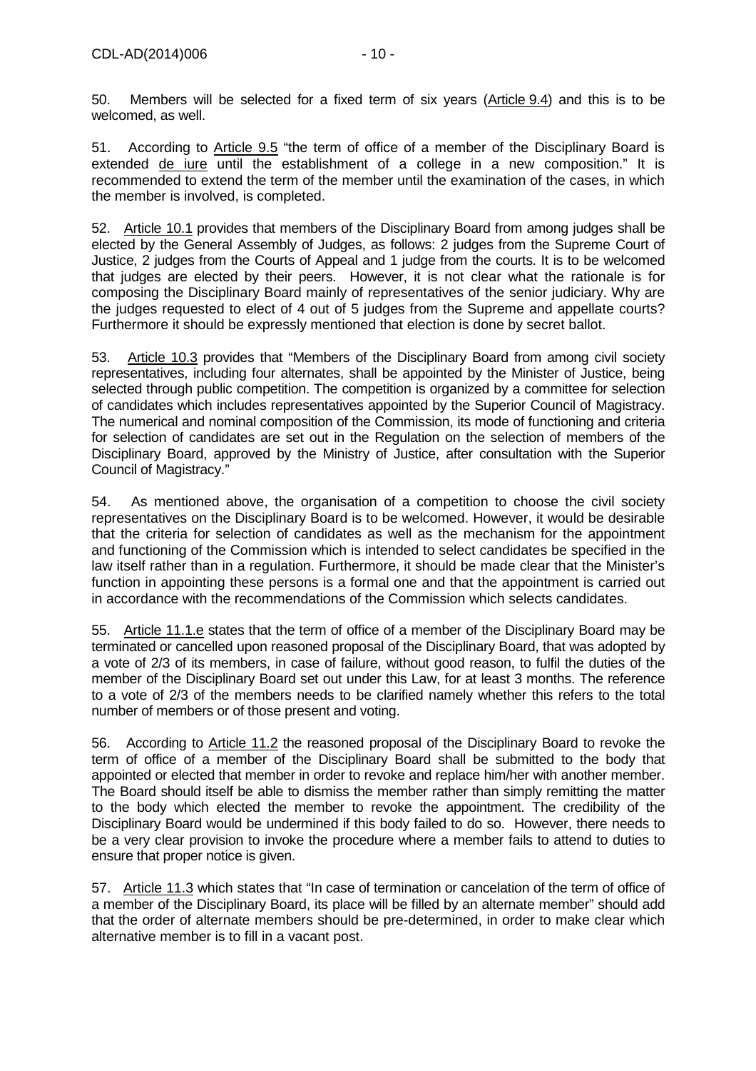50. Members will be selected for a fixed term of six years (Article 9.4) and this is to be welcomed, as well.

51. According to Article 9.5 "the term of office of a member of the Disciplinary Board is extended de iure until the establishment of a college in a new composition." It is recommended to extend the term of the member until the examination of the cases, in which the member is involved, is completed.

52. Article 10.1 provides that members of the Disciplinary Board from among judges shall be elected by the General Assembly of Judges, as follows: 2 judges from the Supreme Court of Justice, 2 judges from the Courts of Appeal and 1 judge from the courts. It is to be welcomed that judges are elected by their peers. However, it is not clear what the rationale is for composing the Disciplinary Board mainly of representatives of the senior judiciary. Why are the judges requested to elect of 4 out of 5 judges from the Supreme and appellate courts? Furthermore it should be expressly mentioned that election is done by secret ballot.

53. Article 10.3 provides that "Members of the Disciplinary Board from among civil society representatives, including four alternates, shall be appointed by the Minister of Justice, being selected through public competition. The competition is organized by a committee for selection of candidates which includes representatives appointed by the Superior Council of Magistracy. The numerical and nominal composition of the Commission, its mode of functioning and criteria for selection of candidates are set out in the Regulation on the selection of members of the Disciplinary Board, approved by the Ministry of Justice, after consultation with the Superior Council of Magistracy."

54. As mentioned above, the organisation of a competition to choose the civil society representatives on the Disciplinary Board is to be welcomed. However, it would be desirable that the criteria for selection of candidates as well as the mechanism for the appointment and functioning of the Commission which is intended to select candidates be specified in the law itself rather than in a regulation. Furthermore, it should be made clear that the Minister's function in appointing these persons is a formal one and that the appointment is carried out in accordance with the recommendations of the Commission which selects candidates.

55. Article 11.1.e states that the term of office of a member of the Disciplinary Board may be terminated or cancelled upon reasoned proposal of the Disciplinary Board, that was adopted by a vote of 2/3 of its members, in case of failure, without good reason, to fulfil the duties of the member of the Disciplinary Board set out under this Law, for at least 3 months. The reference to a vote of 2/3 of the members needs to be clarified namely whether this refers to the total number of members or of those present and voting.

56. According to Article 11.2 the reasoned proposal of the Disciplinary Board to revoke the term of office of a member of the Disciplinary Board shall be submitted to the body that appointed or elected that member in order to revoke and replace him/her with another member. The Board should itself be able to dismiss the member rather than simply remitting the matter to the body which elected the member to revoke the appointment. The credibility of the Disciplinary Board would be undermined if this body failed to do so. However, there needs to be a very clear provision to invoke the procedure where a member fails to attend to duties to ensure that proper notice is given.

57. Article 11.3 which states that "In case of termination or cancelation of the term of office of a member of the Disciplinary Board, its place will be filled by an alternate member" should add that the order of alternate members should be pre-determined, in order to make clear which alternative member is to fill in a vacant post.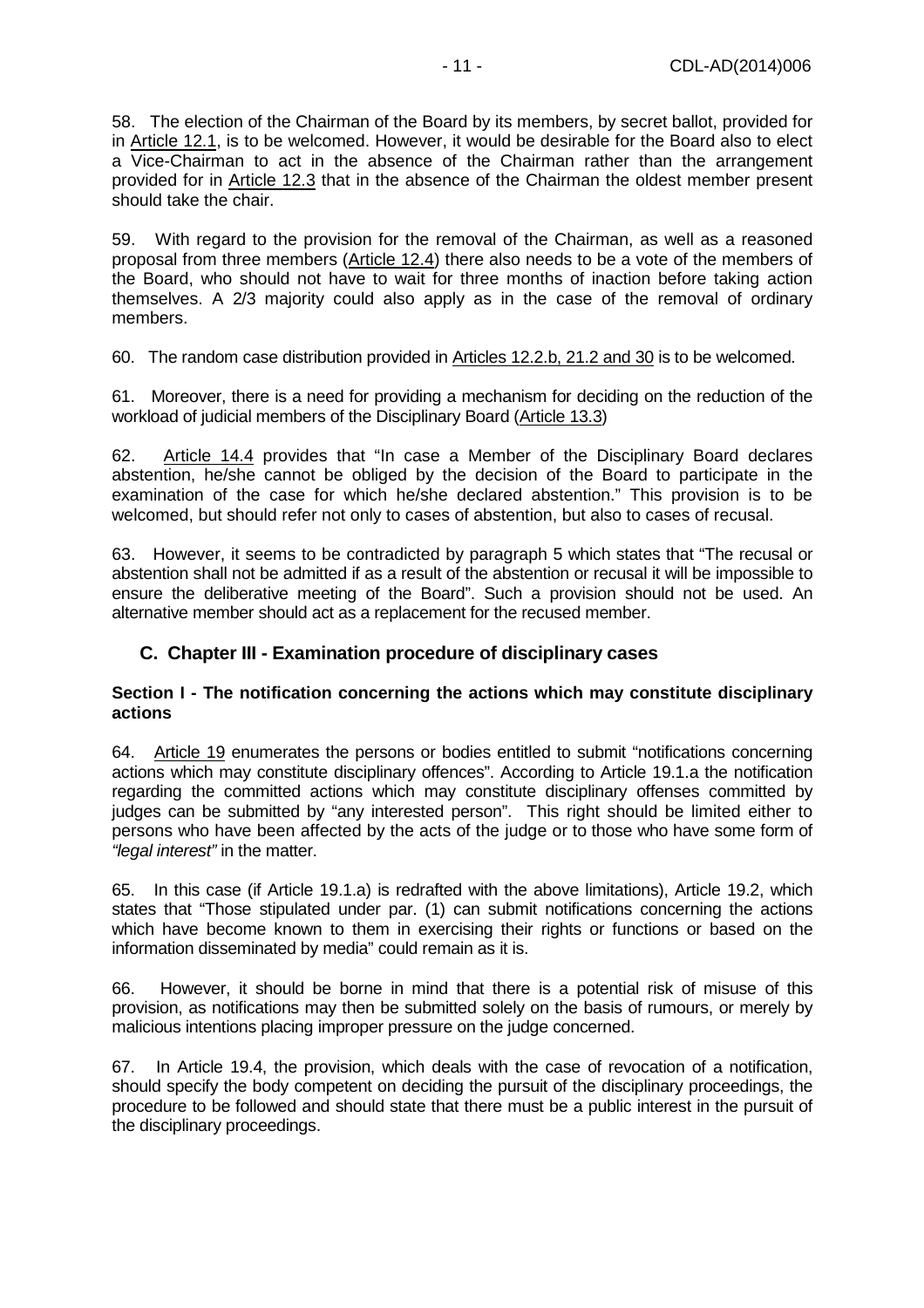58. The election of the Chairman of the Board by its members, by secret ballot, provided for in Article 12.1, is to be welcomed. However, it would be desirable for the Board also to elect a Vice-Chairman to act in the absence of the Chairman rather than the arrangement provided for in Article 12.3 that in the absence of the Chairman the oldest member present should take the chair.

59. With regard to the provision for the removal of the Chairman, as well as a reasoned proposal from three members (Article 12.4) there also needs to be a vote of the members of the Board, who should not have to wait for three months of inaction before taking action themselves. A 2/3 majority could also apply as in the case of the removal of ordinary members.

60. The random case distribution provided in Articles 12.2.b, 21.2 and 30 is to be welcomed.

61. Moreover, there is a need for providing a mechanism for deciding on the reduction of the workload of judicial members of the Disciplinary Board (Article 13.3)

62. Article 14.4 provides that "In case a Member of the Disciplinary Board declares abstention, he/she cannot be obliged by the decision of the Board to participate in the examination of the case for which he/she declared abstention." This provision is to be welcomed, but should refer not only to cases of abstention, but also to cases of recusal.

63. However, it seems to be contradicted by paragraph 5 which states that "The recusal or abstention shall not be admitted if as a result of the abstention or recusal it will be impossible to ensure the deliberative meeting of the Board". Such a provision should not be used. An alternative member should act as a replacement for the recused member.

## C. Chapter III - Examination procedure of disciplinary cases

### Section I - The notification concerning the actions which may constitute disciplinary actions

64. Article 19 enumerates the persons or bodies entitled to submit "notifications concerning actions which may constitute disciplinary offences". According to Article 19.1.a the notification regarding the committed actions which may constitute disciplinary offenses committed by judges can be submitted by "any interested person". This right should be limited either to persons who have been affected by the acts of the judge or to those who have some form of *"legal interest"* in the matter.

65. In this case (if Article 19.1.a) is redrafted with the above limitations), Article 19.2, which states that "Those stipulated under par. (1) can submit notifications concerning the actions which have become known to them in exercising their rights or functions or based on the information disseminated by media" could remain as it is.

66. However, it should be borne in mind that there is a potential risk of misuse of this provision, as notifications may then be submitted solely on the basis of rumours, or merely by malicious intentions placing improper pressure on the judge concerned.

67. In Article 19.4, the provision, which deals with the case of revocation of a notification, should specify the body competent on deciding the pursuit of the disciplinary proceedings, the procedure to be followed and should state that there must be a public interest in the pursuit of the disciplinary proceedings.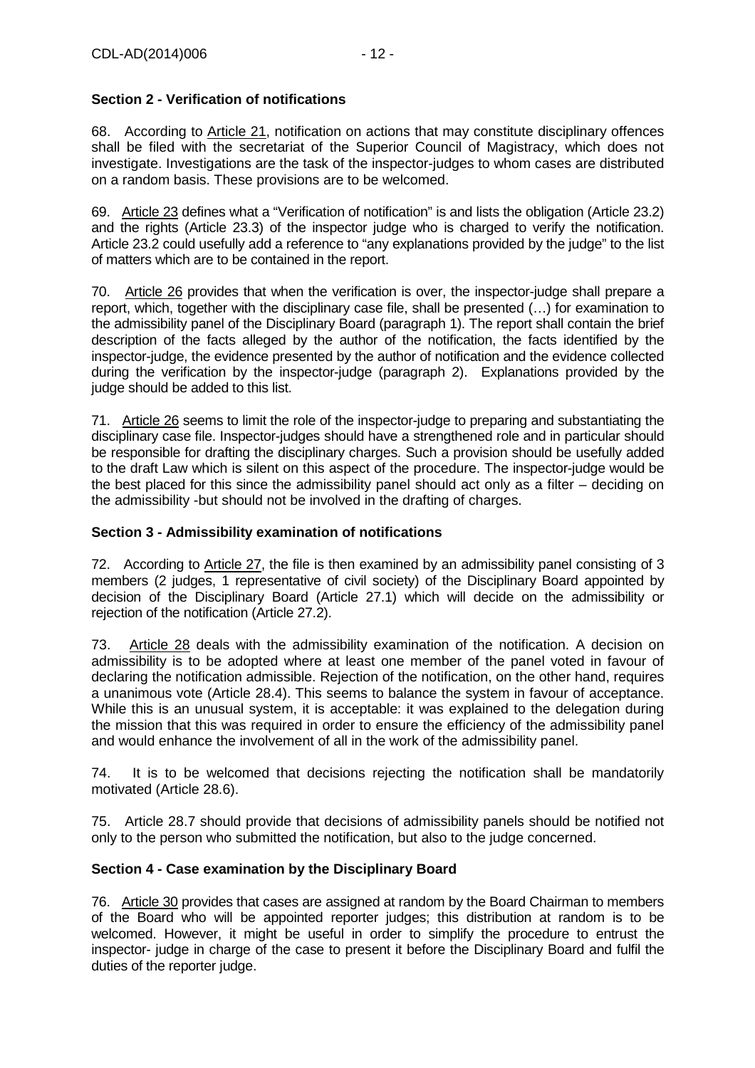## Section 2 - Verification of notifications

68. According to Article 21, notification on actions that may constitute disciplinary offences shall be filed with the secretariat of the Superior Council of Magistracy, which does not investigate. Investigations are the task of the inspector-judges to whom cases are distributed on a random basis. These provisions are to be welcomed.

69. Article 23 defines what a "Verification of notification" is and lists the obligation (Article 23.2) and the rights (Article 23.3) of the inspector judge who is charged to verify the notification. Article 23.2 could usefully add a reference to "any explanations provided by the judge" to the list of matters which are to be contained in the report.

70. Article 26 provides that when the verification is over, the inspector-judge shall prepare a report, which, together with the disciplinary case file, shall be presented (…) for examination to the admissibility panel of the Disciplinary Board (paragraph 1). The report shall contain the brief description of the facts alleged by the author of the notification, the facts identified by the inspector-judge, the evidence presented by the author of notification and the evidence collected during the verification by the inspector-judge (paragraph 2). Explanations provided by the judge should be added to this list.

71. Article 26 seems to limit the role of the inspector-judge to preparing and substantiating the disciplinary case file. Inspector-judges should have a strengthened role and in particular should be responsible for drafting the disciplinary charges. Such a provision should be usefully added to the draft Law which is silent on this aspect of the procedure. The inspector-judge would be the best placed for this since the admissibility panel should act only as a filter – deciding on the admissibility -but should not be involved in the drafting of charges.

## Section 3 - Admissibility examination of notifications

72. According to Article 27, the file is then examined by an admissibility panel consisting of 3 members (2 judges, 1 representative of civil society) of the Disciplinary Board appointed by decision of the Disciplinary Board (Article 27.1) which will decide on the admissibility or rejection of the notification (Article 27.2).

73. Article 28 deals with the admissibility examination of the notification. A decision on admissibility is to be adopted where at least one member of the panel voted in favour of declaring the notification admissible. Rejection of the notification, on the other hand, requires a unanimous vote (Article 28.4). This seems to balance the system in favour of acceptance. While this is an unusual system, it is acceptable: it was explained to the delegation during the mission that this was required in order to ensure the efficiency of the admissibility panel and would enhance the involvement of all in the work of the admissibility panel.

74. It is to be welcomed that decisions rejecting the notification shall be mandatorily motivated (Article 28.6).

75. Article 28.7 should provide that decisions of admissibility panels should be notified not only to the person who submitted the notification, but also to the judge concerned.

## Section 4 - Case examination by the Disciplinary Board

76. Article 30 provides that cases are assigned at random by the Board Chairman to members of the Board who will be appointed reporter judges; this distribution at random is to be welcomed. However, it might be useful in order to simplify the procedure to entrust the inspector- judge in charge of the case to present it before the Disciplinary Board and fulfil the duties of the reporter judge.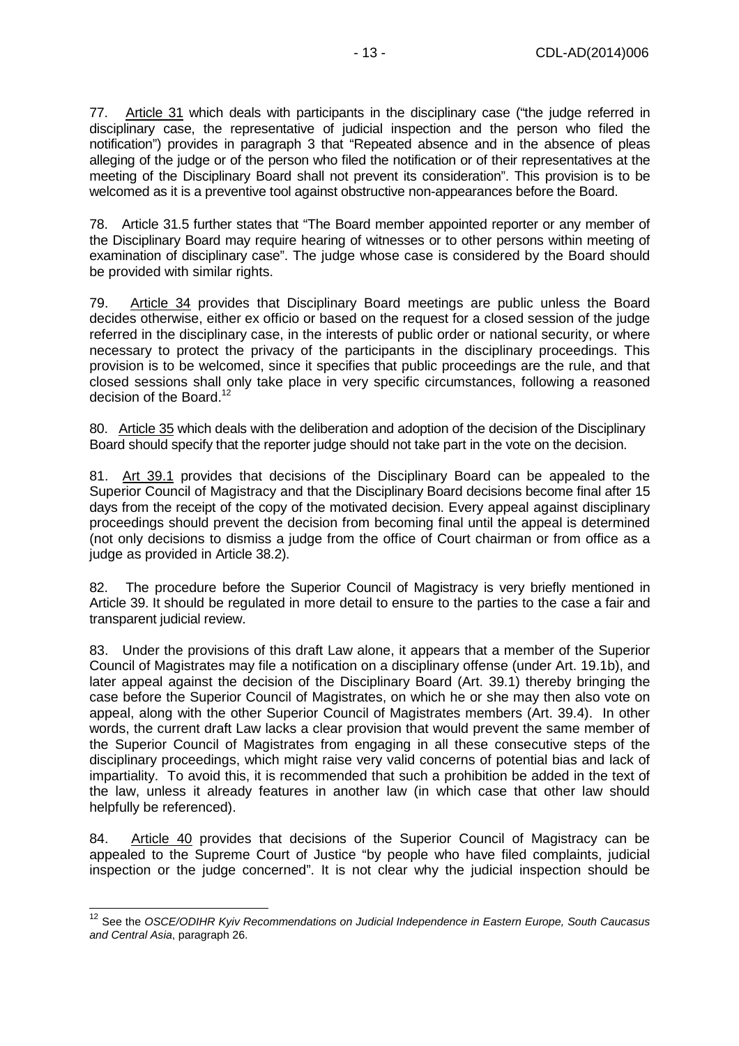77. Article 31 which deals with participants in the disciplinary case ("the judge referred in disciplinary case, the representative of judicial inspection and the person who filed the notification") provides in paragraph 3 that "Repeated absence and in the absence of pleas alleging of the judge or of the person who filed the notification or of their representatives at the meeting of the Disciplinary Board shall not prevent its consideration". This provision is to be welcomed as it is a preventive tool against obstructive non-appearances before the Board.

78. Article 31.5 further states that "The Board member appointed reporter or any member of the Disciplinary Board may require hearing of witnesses or to other persons within meeting of examination of disciplinary case". The judge whose case is considered by the Board should be provided with similar rights.

79. Article 34 provides that Disciplinary Board meetings are public unless the Board decides otherwise, either ex officio or based on the request for a closed session of the judge referred in the disciplinary case, in the interests of public order or national security, or where necessary to protect the privacy of the participants in the disciplinary proceedings. This provision is to be welcomed, since it specifies that public proceedings are the rule, and that closed sessions shall only take place in very specific circumstances, following a reasoned decision of the Board.[12]

80. Article 35 which deals with the deliberation and adoption of the decision of the Disciplinary Board should specify that the reporter judge should not take part in the vote on the decision.

81. Art 39.1 provides that decisions of the Disciplinary Board can be appealed to the Superior Council of Magistracy and that the Disciplinary Board decisions become final after 15 days from the receipt of the copy of the motivated decision. Every appeal against disciplinary proceedings should prevent the decision from becoming final until the appeal is determined (not only decisions to dismiss a judge from the office of Court chairman or from office as a judge as provided in Article 38.2).

82. The procedure before the Superior Council of Magistracy is very briefly mentioned in Article 39. It should be regulated in more detail to ensure to the parties to the case a fair and transparent judicial review.

83. Under the provisions of this draft Law alone, it appears that a member of the Superior Council of Magistrates may file a notification on a disciplinary offense (under Art. 19.1b), and later appeal against the decision of the Disciplinary Board (Art. 39.1) thereby bringing the case before the Superior Council of Magistrates, on which he or she may then also vote on appeal, along with the other Superior Council of Magistrates members (Art. 39.4). In other words, the current draft Law lacks a clear provision that would prevent the same member of the Superior Council of Magistrates from engaging in all these consecutive steps of the disciplinary proceedings, which might raise very valid concerns of potential bias and lack of impartiality. To avoid this, it is recommended that such a prohibition be added in the text of the law, unless it already features in another law (in which case that other law should helpfully be referenced).

84. Article 40 provides that decisions of the Superior Council of Magistracy can be appealed to the Supreme Court of Justice "by people who have filed complaints, judicial inspection or the judge concerned". It is not clear why the judicial inspection should be

---

[12] See the *OSCE/ODIHR Kyiv Recommendations on Judicial Independence in Eastern Europe, South Caucasus and Central Asia*, paragraph 26.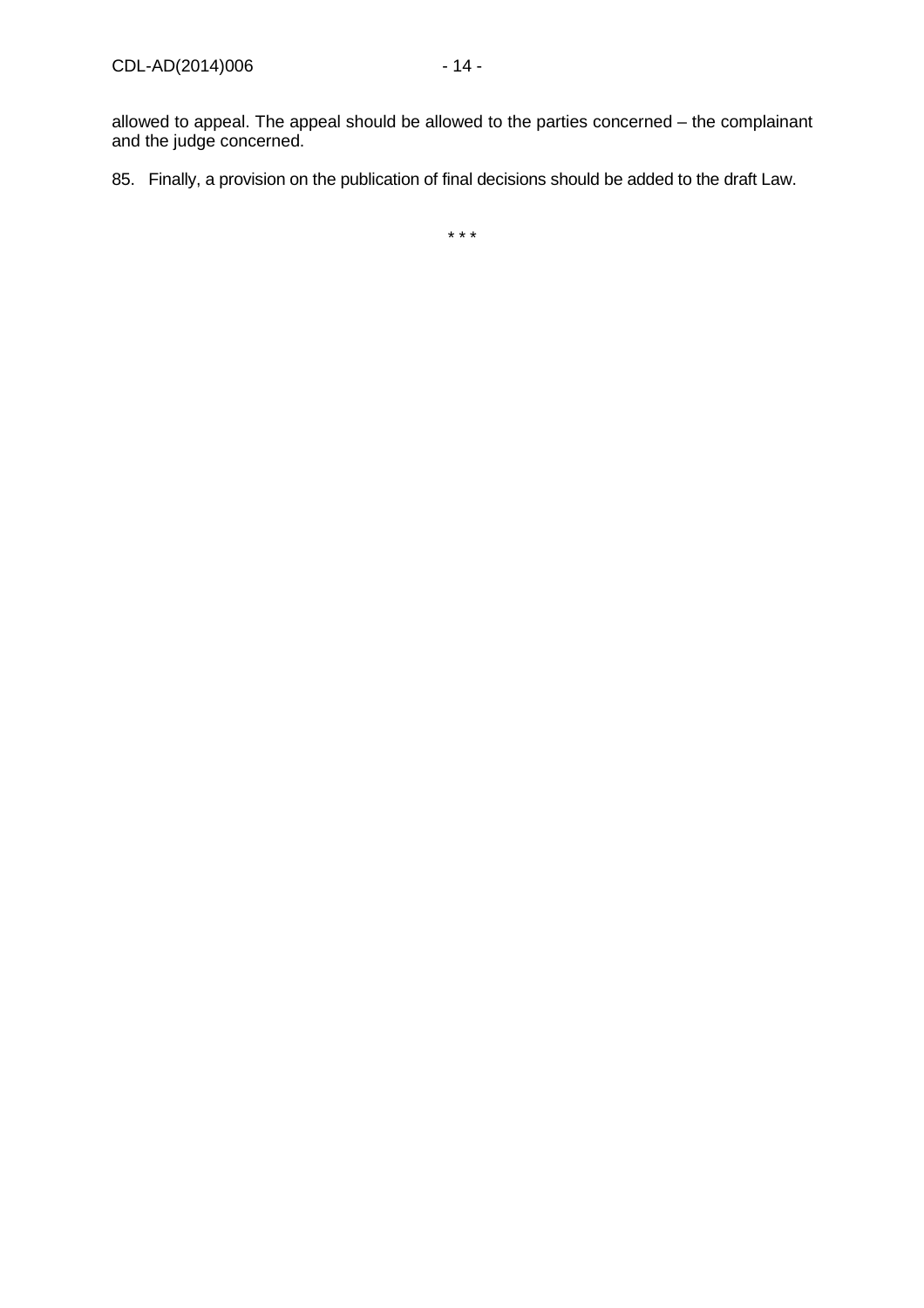allowed to appeal. The appeal should be allowed to the parties concerned – the complainant and the judge concerned.

85. Finally, a provision on the publication of final decisions should be added to the draft Law.

\* \* \*